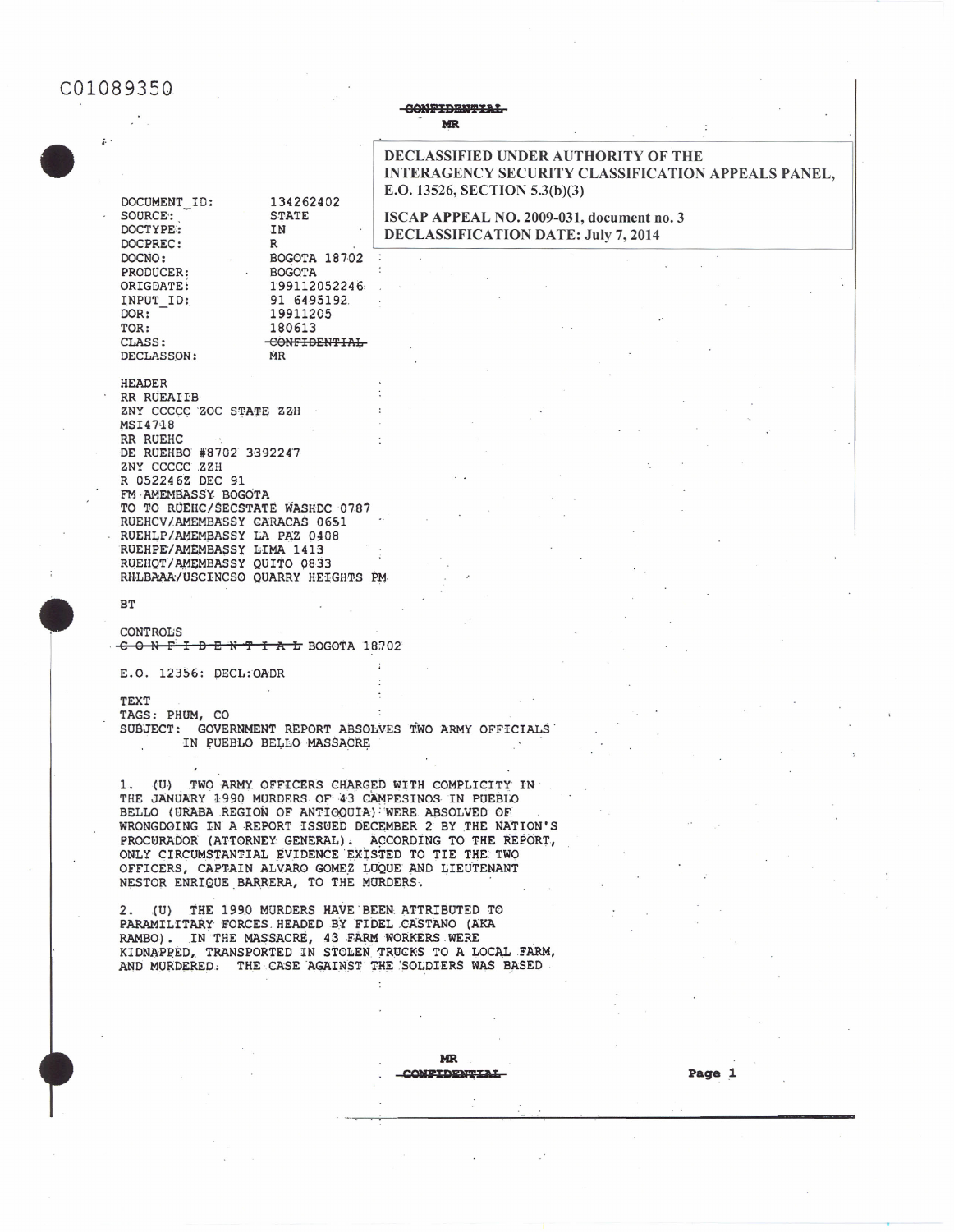C01089350

~~CONFIDENTIAL~~
MR

**DECLASSIFIED UNDER AUTHORITY OF THE INTERAGENCY SECURITY CLASSIFICATION APPEALS PANEL, E.O. 13526, SECTION 5.3(b)(3)**

**ISCAP APPEAL NO. 2009-031, document no. 3**
**DECLASSIFICATION DATE: July 7, 2014**

```
DOCUMENT_ID:    134262402
SOURCE:         STATE
DOCTYPE:        IN
DOCPREC:        R
DOCNO:          BOGOTA 18702
PRODUCER:       BOGOTA
ORIGDATE:       199112052246
INPUT_ID:       91 6495192
DOR:            19911205
TOR:            180613
CLASS:          CONFIDENTIAL
DECLASSON:      MR
```

HEADER
RR RUEAIIB
ZNY CCCCC ZOC STATE ZZH
MSI4718
RR RUEHC
DE RUEHBO #8702 3392247
ZNY CCCCC ZZH
R 052246Z DEC 91
FM AMEMBASSY BOGOTA
TO TO RUEHC/SECSTATE WASHDC 0787
RUEHCV/AMEMBASSY CARACAS 0651
RUEHLP/AMEMBASSY LA PAZ 0408
RUEHPE/AMEMBASSY LIMA 1413
RUEHQT/AMEMBASSY QUITO 0833
RHLBAAA/USCINCSO QUARRY HEIGHTS PM

BT

CONTROLS
~~C O N F I D E N T I A L~~ BOGOTA 18702

E.O. 12356: DECL:OADR

TEXT
TAGS: PHUM, CO
SUBJECT: GOVERNMENT REPORT ABSOLVES TWO ARMY OFFICIALS IN PUEBLO BELLO MASSACRE

1. (U) TWO ARMY OFFICERS CHARGED WITH COMPLICITY IN THE JANUARY 1990 MURDERS OF 43 CAMPESINOS IN PUEBLO BELLO (URABA REGION OF ANTIOQUIA) WERE ABSOLVED OF WRONGDOING IN A REPORT ISSUED DECEMBER 2 BY THE NATION'S PROCURADOR (ATTORNEY GENERAL). ACCORDING TO THE REPORT, ONLY CIRCUMSTANTIAL EVIDENCE EXISTED TO TIE THE TWO OFFICERS, CAPTAIN ALVARO GOMEZ LUQUE AND LIEUTENANT NESTOR ENRIQUE BARRERA, TO THE MURDERS.

2. (U) THE 1990 MURDERS HAVE BEEN ATTRIBUTED TO PARAMILITARY FORCES HEADED BY FIDEL CASTANO (AKA RAMBO). IN THE MASSACRE, 43 FARM WORKERS WERE KIDNAPPED, TRANSPORTED IN STOLEN TRUCKS TO A LOCAL FARM, AND MURDERED. THE CASE AGAINST THE SOLDIERS WAS BASED

MR
~~CONFIDENTIAL~~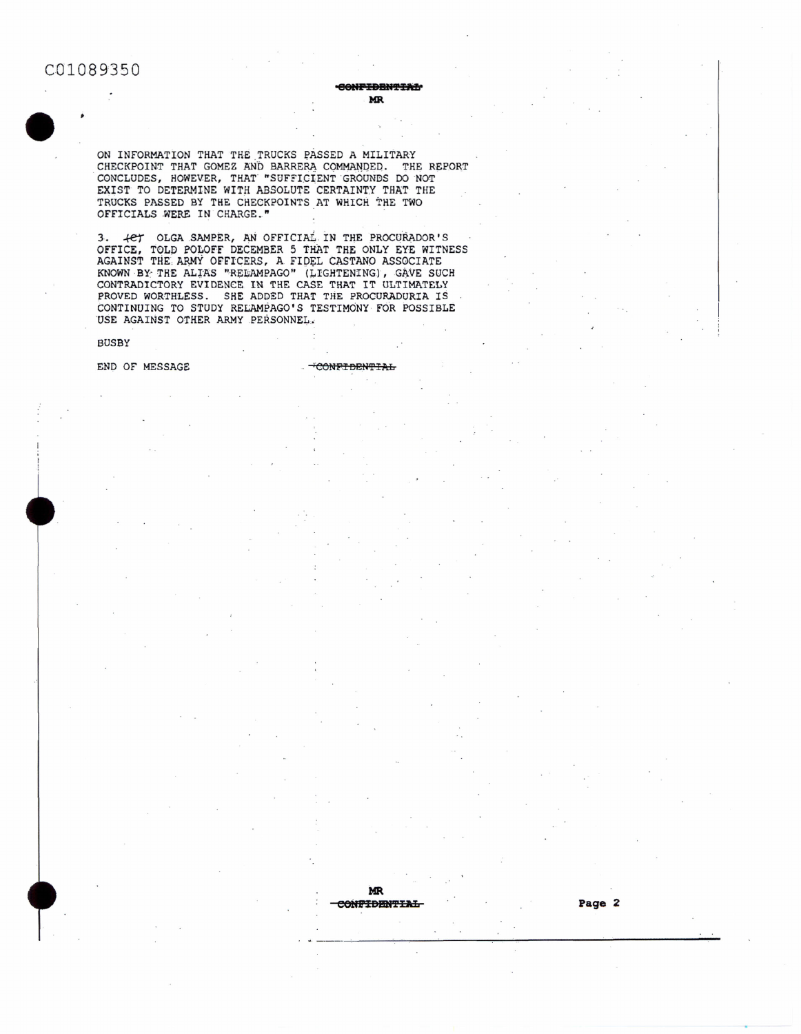ON INFORMATION THAT THE TRUCKS PASSED A MILITARY CHECKPOINT THAT GOMEZ AND BARRERA COMMANDED. THE REPORT CONCLUDES, HOWEVER, THAT "SUFFICIENT GROUNDS DO NOT EXIST TO DETERMINE WITH ABSOLUTE CERTAINTY THAT THE TRUCKS PASSED BY THE CHECKPOINTS AT WHICH THE TWO OFFICIALS WERE IN CHARGE."

3. ~~(C)~~ OLGA SAMPER, AN OFFICIAL IN THE PROCURADOR'S OFFICE, TOLD POLOFF DECEMBER 5 THAT THE ONLY EYE WITNESS AGAINST THE ARMY OFFICERS, A FIDEL CASTANO ASSOCIATE KNOWN BY THE ALIAS "RELAMPAGO" (LIGHTENING), GAVE SUCH CONTRADICTORY EVIDENCE IN THE CASE THAT IT ULTIMATELY PROVED WORTHLESS. SHE ADDED THAT THE PROCURADURIA IS CONTINUING TO STUDY RELAMPAGO'S TESTIMONY FOR POSSIBLE USE AGAINST OTHER ARMY PERSONNEL.

BUSBY

END OF MESSAGE ~~CONFIDENTIAL~~